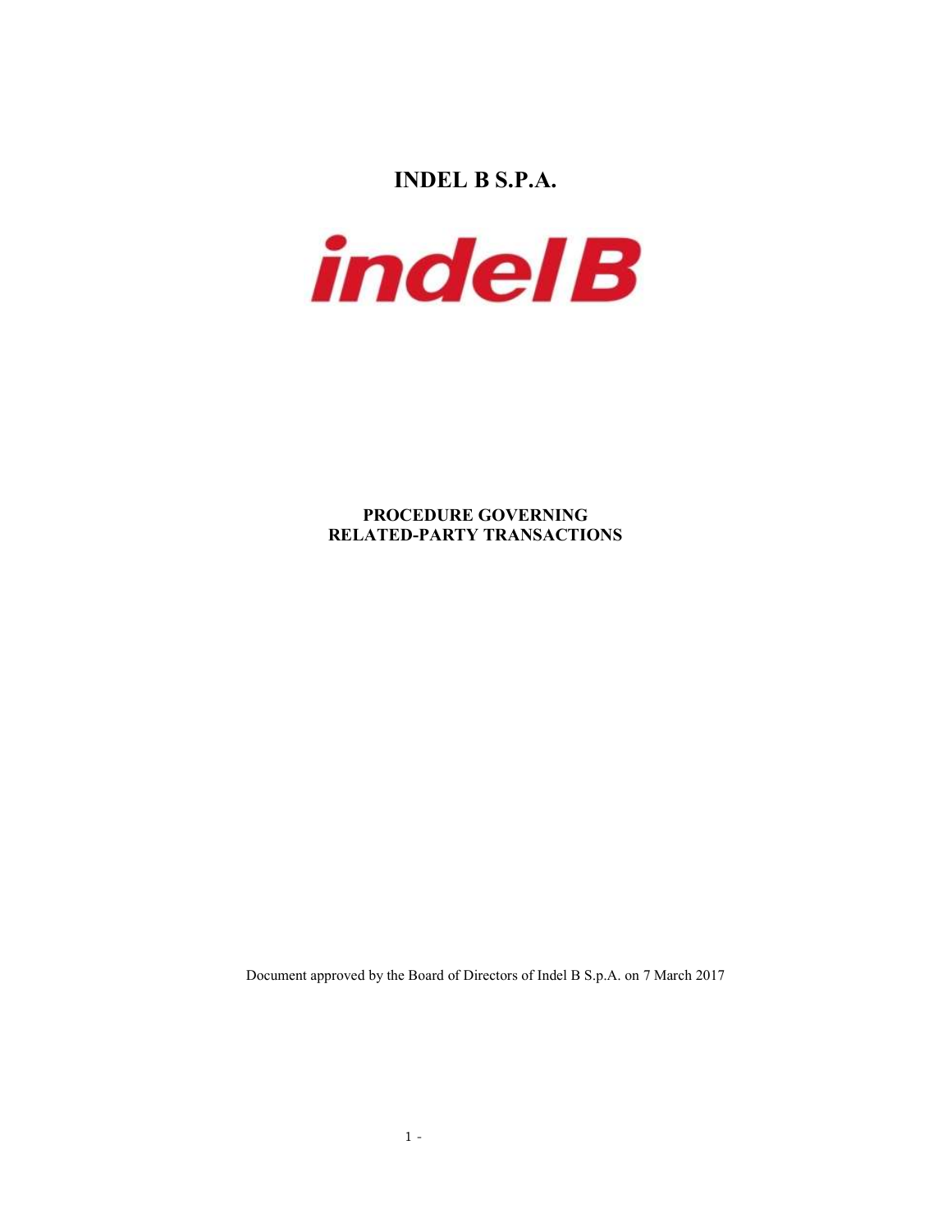# INDEL B S.P.A.

**PROCEDURE GOVERNING RELATED-PARTY TRANSACTIONS**

Document approved by the Board of Directors of Indel B S.p.A. on 7 March 2017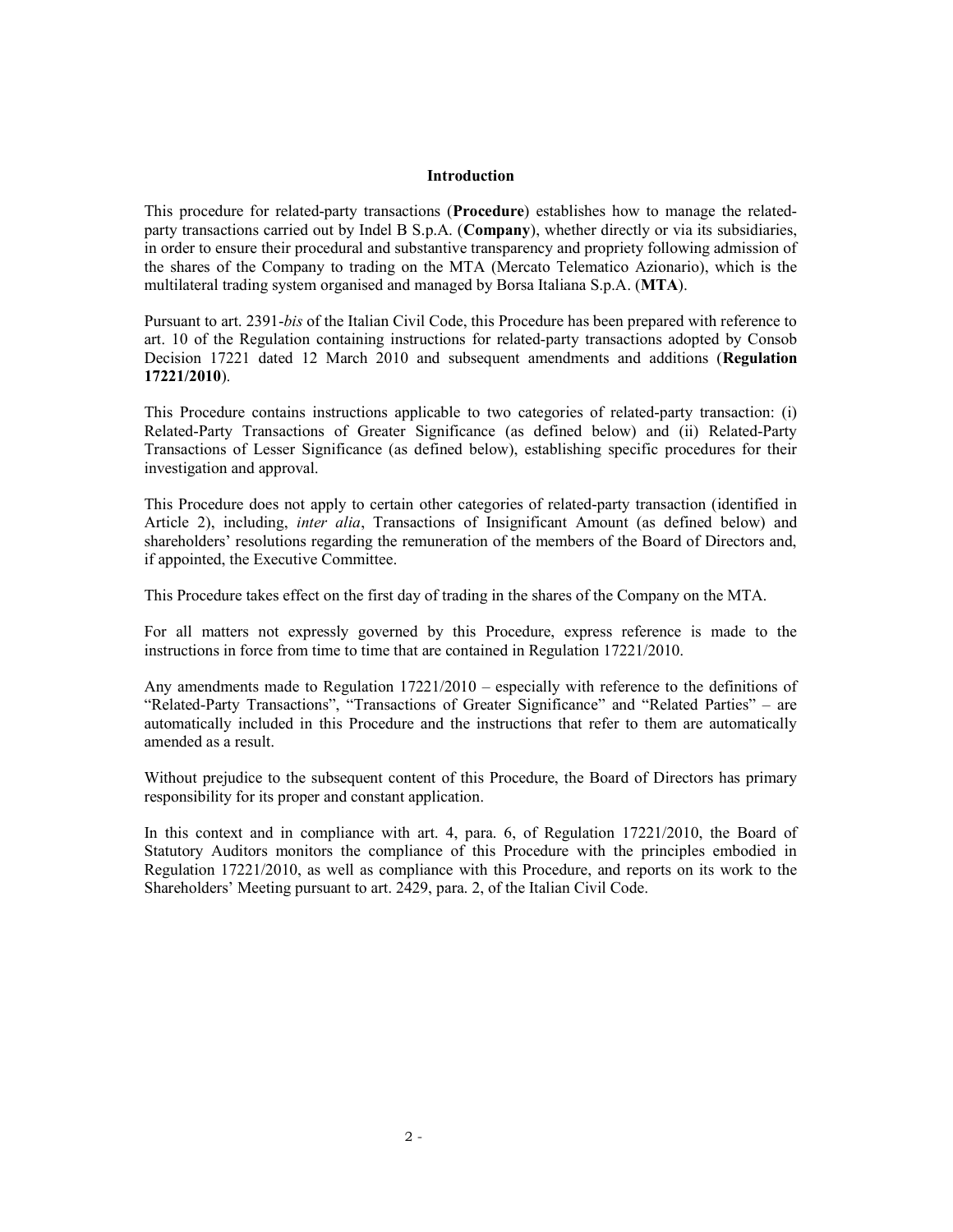## Introduction

This procedure for related-party transactions (**Procedure**) establishes how to manage the related-party transactions carried out by Indel B S.p.A. (**Company**), whether directly or via its subsidiaries, in order to ensure their procedural and substantive transparency and propriety following admission of the shares of the Company to trading on the MTA (Mercato Telematico Azionario), which is the multilateral trading system organised and managed by Borsa Italiana S.p.A. (**MTA**).

Pursuant to art. 2391-*bis* of the Italian Civil Code, this Procedure has been prepared with reference to art. 10 of the Regulation containing instructions for related-party transactions adopted by Consob Decision 17221 dated 12 March 2010 and subsequent amendments and additions (**Regulation 17221/2010**).

This Procedure contains instructions applicable to two categories of related-party transaction: (i) Related-Party Transactions of Greater Significance (as defined below) and (ii) Related-Party Transactions of Lesser Significance (as defined below), establishing specific procedures for their investigation and approval.

This Procedure does not apply to certain other categories of related-party transaction (identified in Article 2), including, *inter alia*, Transactions of Insignificant Amount (as defined below) and shareholders' resolutions regarding the remuneration of the members of the Board of Directors and, if appointed, the Executive Committee.

This Procedure takes effect on the first day of trading in the shares of the Company on the MTA.

For all matters not expressly governed by this Procedure, express reference is made to the instructions in force from time to time that are contained in Regulation 17221/2010.

Any amendments made to Regulation 17221/2010 – especially with reference to the definitions of "Related-Party Transactions", "Transactions of Greater Significance" and "Related Parties" – are automatically included in this Procedure and the instructions that refer to them are automatically amended as a result.

Without prejudice to the subsequent content of this Procedure, the Board of Directors has primary responsibility for its proper and constant application.

In this context and in compliance with art. 4, para. 6, of Regulation 17221/2010, the Board of Statutory Auditors monitors the compliance of this Procedure with the principles embodied in Regulation 17221/2010, as well as compliance with this Procedure, and reports on its work to the Shareholders' Meeting pursuant to art. 2429, para. 2, of the Italian Civil Code.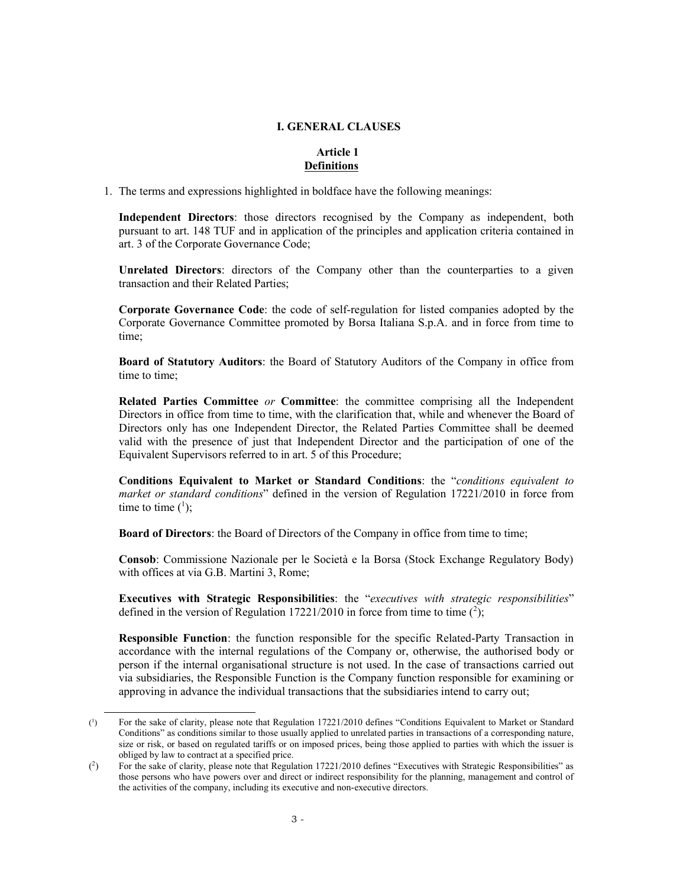## I. GENERAL CLAUSES

### Article 1
### Definitions

1. The terms and expressions highlighted in boldface have the following meanings:

   **Independent Directors**: those directors recognised by the Company as independent, both pursuant to art. 148 TUF and in application of the principles and application criteria contained in art. 3 of the Corporate Governance Code;

   **Unrelated Directors**: directors of the Company other than the counterparties to a given transaction and their Related Parties;

   **Corporate Governance Code**: the code of self-regulation for listed companies adopted by the Corporate Governance Committee promoted by Borsa Italiana S.p.A. and in force from time to time;

   **Board of Statutory Auditors**: the Board of Statutory Auditors of the Company in office from time to time;

   **Related Parties Committee** *or* **Committee**: the committee comprising all the Independent Directors in office from time to time, with the clarification that, while and whenever the Board of Directors only has one Independent Director, the Related Parties Committee shall be deemed valid with the presence of just that Independent Director and the participation of one of the Equivalent Supervisors referred to in art. 5 of this Procedure;

   **Conditions Equivalent to Market or Standard Conditions**: the "*conditions equivalent to market or standard conditions*" defined in the version of Regulation 17221/2010 in force from time to time ([1]);

   **Board of Directors**: the Board of Directors of the Company in office from time to time;

   **Consob**: Commissione Nazionale per le Società e la Borsa (Stock Exchange Regulatory Body) with offices at via G.B. Martini 3, Rome;

   **Executives with Strategic Responsibilities**: the "*executives with strategic responsibilities*" defined in the version of Regulation 17221/2010 in force from time to time ([2]);

   **Responsible Function**: the function responsible for the specific Related-Party Transaction in accordance with the internal regulations of the Company or, otherwise, the authorised body or person if the internal organisational structure is not used. In the case of transactions carried out via subsidiaries, the Responsible Function is the Company function responsible for examining or approving in advance the individual transactions that the subsidiaries intend to carry out;

---

([1]) For the sake of clarity, please note that Regulation 17221/2010 defines "Conditions Equivalent to Market or Standard Conditions" as conditions similar to those usually applied to unrelated parties in transactions of a corresponding nature, size or risk, or based on regulated tariffs or on imposed prices, being those applied to parties with which the issuer is obliged by law to contract at a specified price.

([2]) For the sake of clarity, please note that Regulation 17221/2010 defines "Executives with Strategic Responsibilities" as those persons who have powers over and direct or indirect responsibility for the planning, management and control of the activities of the company, including its executive and non-executive directors.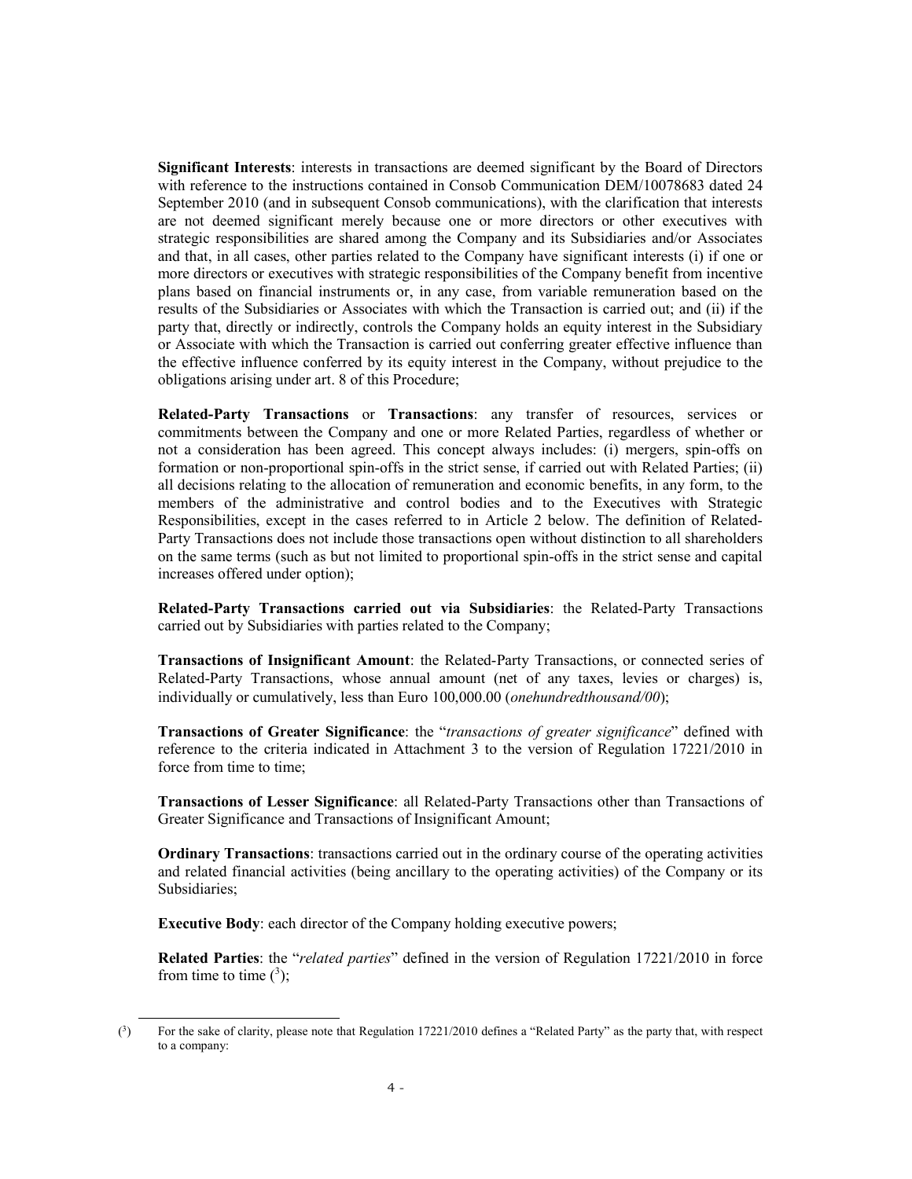**Significant Interests**: interests in transactions are deemed significant by the Board of Directors with reference to the instructions contained in Consob Communication DEM/10078683 dated 24 September 2010 (and in subsequent Consob communications), with the clarification that interests are not deemed significant merely because one or more directors or other executives with strategic responsibilities are shared among the Company and its Subsidiaries and/or Associates and that, in all cases, other parties related to the Company have significant interests (i) if one or more directors or executives with strategic responsibilities of the Company benefit from incentive plans based on financial instruments or, in any case, from variable remuneration based on the results of the Subsidiaries or Associates with which the Transaction is carried out; and (ii) if the party that, directly or indirectly, controls the Company holds an equity interest in the Subsidiary or Associate with which the Transaction is carried out conferring greater effective influence than the effective influence conferred by its equity interest in the Company, without prejudice to the obligations arising under art. 8 of this Procedure;

**Related-Party Transactions** or **Transactions**: any transfer of resources, services or commitments between the Company and one or more Related Parties, regardless of whether or not a consideration has been agreed. This concept always includes: (i) mergers, spin-offs on formation or non-proportional spin-offs in the strict sense, if carried out with Related Parties; (ii) all decisions relating to the allocation of remuneration and economic benefits, in any form, to the members of the administrative and control bodies and to the Executives with Strategic Responsibilities, except in the cases referred to in Article 2 below. The definition of Related-Party Transactions does not include those transactions open without distinction to all shareholders on the same terms (such as but not limited to proportional spin-offs in the strict sense and capital increases offered under option);

**Related-Party Transactions carried out via Subsidiaries**: the Related-Party Transactions carried out by Subsidiaries with parties related to the Company;

**Transactions of Insignificant Amount**: the Related-Party Transactions, or connected series of Related-Party Transactions, whose annual amount (net of any taxes, levies or charges) is, individually or cumulatively, less than Euro 100,000.00 (*onehundredthousand/00*);

**Transactions of Greater Significance**: the "*transactions of greater significance*" defined with reference to the criteria indicated in Attachment 3 to the version of Regulation 17221/2010 in force from time to time;

**Transactions of Lesser Significance**: all Related-Party Transactions other than Transactions of Greater Significance and Transactions of Insignificant Amount;

**Ordinary Transactions**: transactions carried out in the ordinary course of the operating activities and related financial activities (being ancillary to the operating activities) of the Company or its Subsidiaries;

**Executive Body**: each director of the Company holding executive powers;

**Related Parties**: the "*related parties*" defined in the version of Regulation 17221/2010 in force from time to time ([3]);

---

([3]) For the sake of clarity, please note that Regulation 17221/2010 defines a "Related Party" as the party that, with respect to a company: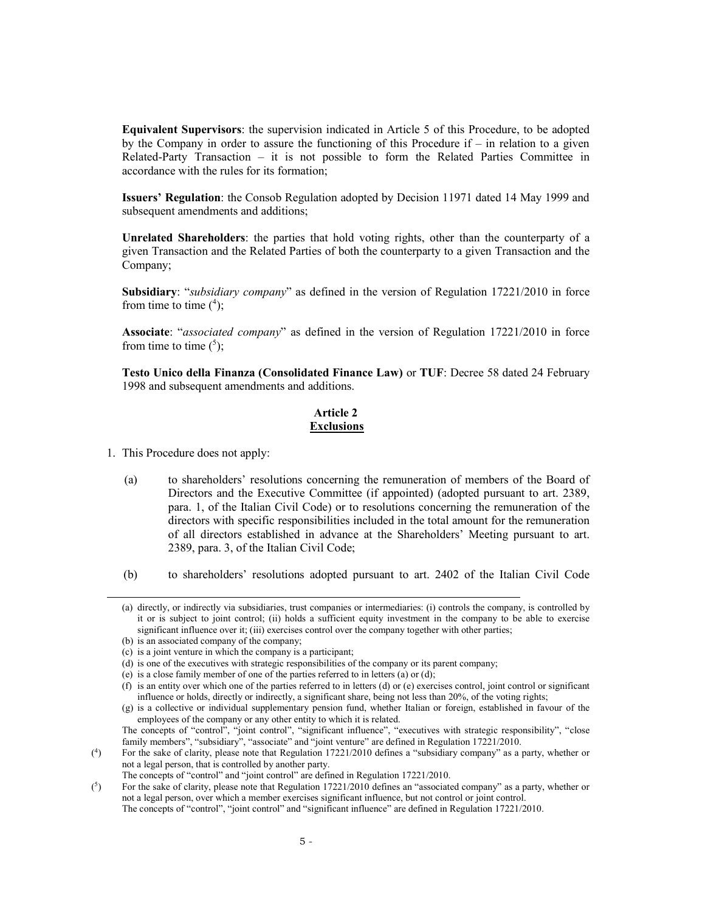**Equivalent Supervisors**: the supervision indicated in Article 5 of this Procedure, to be adopted by the Company in order to assure the functioning of this Procedure if – in relation to a given Related-Party Transaction – it is not possible to form the Related Parties Committee in accordance with the rules for its formation;

**Issuers' Regulation**: the Consob Regulation adopted by Decision 11971 dated 14 May 1999 and subsequent amendments and additions;

**Unrelated Shareholders**: the parties that hold voting rights, other than the counterparty of a given Transaction and the Related Parties of both the counterparty to a given Transaction and the Company;

**Subsidiary**: "*subsidiary company*" as defined in the version of Regulation 17221/2010 in force from time to time ([4]);

**Associate**: "*associated company*" as defined in the version of Regulation 17221/2010 in force from time to time ([5]);

**Testo Unico della Finanza (Consolidated Finance Law)** or **TUF**: Decree 58 dated 24 February 1998 and subsequent amendments and additions.

**Article 2**
**Exclusions**

1. This Procedure does not apply:

   (a) to shareholders' resolutions concerning the remuneration of members of the Board of Directors and the Executive Committee (if appointed) (adopted pursuant to art. 2389, para. 1, of the Italian Civil Code) or to resolutions concerning the remuneration of the directors with specific responsibilities included in the total amount for the remuneration of all directors established in advance at the Shareholders' Meeting pursuant to art. 2389, para. 3, of the Italian Civil Code;

   (b) to shareholders' resolutions adopted pursuant to art. 2402 of the Italian Civil Code

---

(a) directly, or indirectly via subsidiaries, trust companies or intermediaries: (i) controls the company, is controlled by it or is subject to joint control; (ii) holds a sufficient equity investment in the company to be able to exercise significant influence over it; (iii) exercises control over the company together with other parties;

(b) is an associated company of the company;

(c) is a joint venture in which the company is a participant;

(d) is one of the executives with strategic responsibilities of the company or its parent company;

(e) is a close family member of one of the parties referred to in letters (a) or (d);

(f) is an entity over which one of the parties referred to in letters (d) or (e) exercises control, joint control or significant influence or holds, directly or indirectly, a significant share, being not less than 20%, of the voting rights;

(g) is a collective or individual supplementary pension fund, whether Italian or foreign, established in favour of the employees of the company or any other entity to which it is related.

The concepts of "control", "joint control", "significant influence", "executives with strategic responsibility", "close family members", "subsidiary", "associate" and "joint venture" are defined in Regulation 17221/2010.

([4]) For the sake of clarity, please note that Regulation 17221/2010 defines a "subsidiary company" as a party, whether or not a legal person, that is controlled by another party.
The concepts of "control" and "joint control" are defined in Regulation 17221/2010.

([5]) For the sake of clarity, please note that Regulation 17221/2010 defines an "associated company" as a party, whether or not a legal person, over which a member exercises significant influence, but not control or joint control.
The concepts of "control", "joint control" and "significant influence" are defined in Regulation 17221/2010.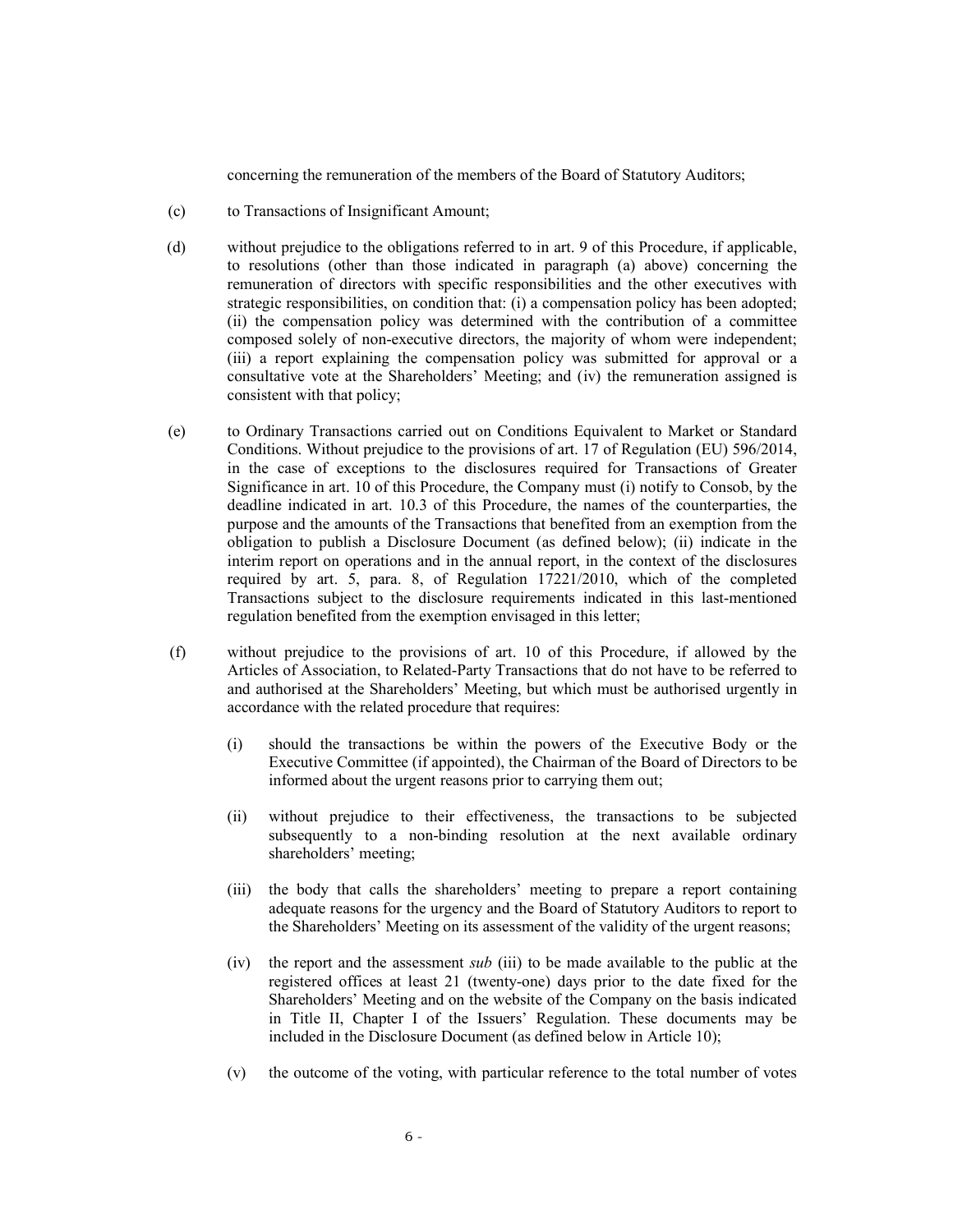concerning the remuneration of the members of the Board of Statutory Auditors;

(c) to Transactions of Insignificant Amount;

(d) without prejudice to the obligations referred to in art. 9 of this Procedure, if applicable, to resolutions (other than those indicated in paragraph (a) above) concerning the remuneration of directors with specific responsibilities and the other executives with strategic responsibilities, on condition that: (i) a compensation policy has been adopted; (ii) the compensation policy was determined with the contribution of a committee composed solely of non-executive directors, the majority of whom were independent; (iii) a report explaining the compensation policy was submitted for approval or a consultative vote at the Shareholders' Meeting; and (iv) the remuneration assigned is consistent with that policy;

(e) to Ordinary Transactions carried out on Conditions Equivalent to Market or Standard Conditions. Without prejudice to the provisions of art. 17 of Regulation (EU) 596/2014, in the case of exceptions to the disclosures required for Transactions of Greater Significance in art. 10 of this Procedure, the Company must (i) notify to Consob, by the deadline indicated in art. 10.3 of this Procedure, the names of the counterparties, the purpose and the amounts of the Transactions that benefited from an exemption from the obligation to publish a Disclosure Document (as defined below); (ii) indicate in the interim report on operations and in the annual report, in the context of the disclosures required by art. 5, para. 8, of Regulation 17221/2010, which of the completed Transactions subject to the disclosure requirements indicated in this last-mentioned regulation benefited from the exemption envisaged in this letter;

(f) without prejudice to the provisions of art. 10 of this Procedure, if allowed by the Articles of Association, to Related-Party Transactions that do not have to be referred to and authorised at the Shareholders' Meeting, but which must be authorised urgently in accordance with the related procedure that requires:

   (i) should the transactions be within the powers of the Executive Body or the Executive Committee (if appointed), the Chairman of the Board of Directors to be informed about the urgent reasons prior to carrying them out;

   (ii) without prejudice to their effectiveness, the transactions to be subjected subsequently to a non-binding resolution at the next available ordinary shareholders' meeting;

   (iii) the body that calls the shareholders' meeting to prepare a report containing adequate reasons for the urgency and the Board of Statutory Auditors to report to the Shareholders' Meeting on its assessment of the validity of the urgent reasons;

   (iv) the report and the assessment *sub* (iii) to be made available to the public at the registered offices at least 21 (twenty-one) days prior to the date fixed for the Shareholders' Meeting and on the website of the Company on the basis indicated in Title II, Chapter I of the Issuers' Regulation. These documents may be included in the Disclosure Document (as defined below in Article 10);

   (v) the outcome of the voting, with particular reference to the total number of votes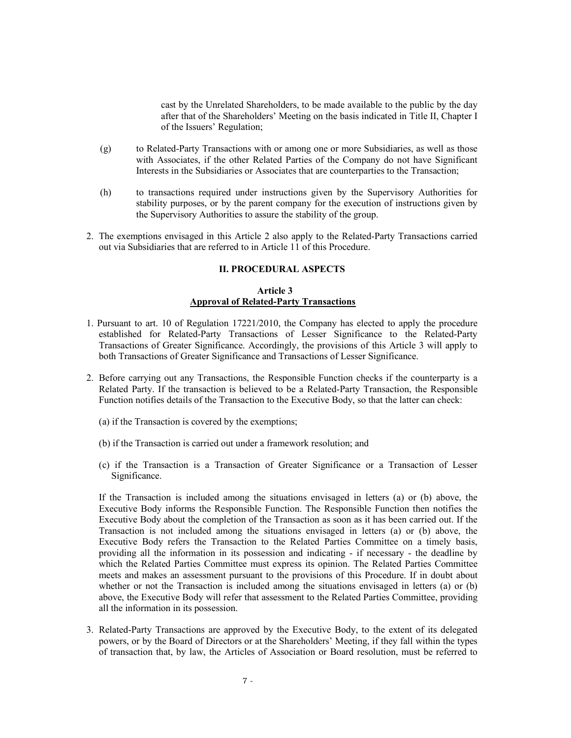cast by the Unrelated Shareholders, to be made available to the public by the day after that of the Shareholders' Meeting on the basis indicated in Title II, Chapter I of the Issuers' Regulation;

(g) to Related-Party Transactions with or among one or more Subsidiaries, as well as those with Associates, if the other Related Parties of the Company do not have Significant Interests in the Subsidiaries or Associates that are counterparties to the Transaction;

(h) to transactions required under instructions given by the Supervisory Authorities for stability purposes, or by the parent company for the execution of instructions given by the Supervisory Authorities to assure the stability of the group.

2. The exemptions envisaged in this Article 2 also apply to the Related-Party Transactions carried out via Subsidiaries that are referred to in Article 11 of this Procedure.

## II. PROCEDURAL ASPECTS

### Article 3
### Approval of Related-Party Transactions

1. Pursuant to art. 10 of Regulation 17221/2010, the Company has elected to apply the procedure established for Related-Party Transactions of Lesser Significance to the Related-Party Transactions of Greater Significance. Accordingly, the provisions of this Article 3 will apply to both Transactions of Greater Significance and Transactions of Lesser Significance.

2. Before carrying out any Transactions, the Responsible Function checks if the counterparty is a Related Party. If the transaction is believed to be a Related-Party Transaction, the Responsible Function notifies details of the Transaction to the Executive Body, so that the latter can check:

   (a) if the Transaction is covered by the exemptions;

   (b) if the Transaction is carried out under a framework resolution; and

   (c) if the Transaction is a Transaction of Greater Significance or a Transaction of Lesser Significance.

   If the Transaction is included among the situations envisaged in letters (a) or (b) above, the Executive Body informs the Responsible Function. The Responsible Function then notifies the Executive Body about the completion of the Transaction as soon as it has been carried out. If the Transaction is not included among the situations envisaged in letters (a) or (b) above, the Executive Body refers the Transaction to the Related Parties Committee on a timely basis, providing all the information in its possession and indicating - if necessary - the deadline by which the Related Parties Committee must express its opinion. The Related Parties Committee meets and makes an assessment pursuant to the provisions of this Procedure. If in doubt about whether or not the Transaction is included among the situations envisaged in letters (a) or (b) above, the Executive Body will refer that assessment to the Related Parties Committee, providing all the information in its possession.

3. Related-Party Transactions are approved by the Executive Body, to the extent of its delegated powers, or by the Board of Directors or at the Shareholders' Meeting, if they fall within the types of transaction that, by law, the Articles of Association or Board resolution, must be referred to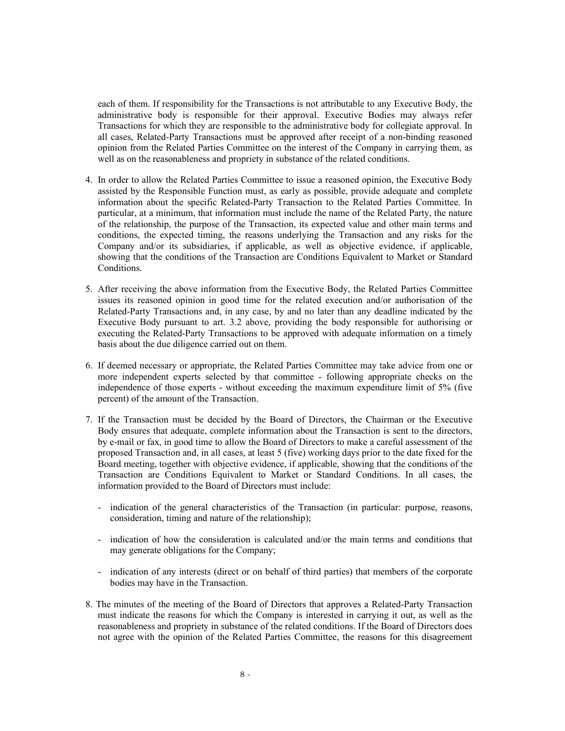each of them. If responsibility for the Transactions is not attributable to any Executive Body, the administrative body is responsible for their approval. Executive Bodies may always refer Transactions for which they are responsible to the administrative body for collegiate approval. In all cases, Related-Party Transactions must be approved after receipt of a non-binding reasoned opinion from the Related Parties Committee on the interest of the Company in carrying them, as well as on the reasonableness and propriety in substance of the related conditions.

4. In order to allow the Related Parties Committee to issue a reasoned opinion, the Executive Body assisted by the Responsible Function must, as early as possible, provide adequate and complete information about the specific Related-Party Transaction to the Related Parties Committee. In particular, at a minimum, that information must include the name of the Related Party, the nature of the relationship, the purpose of the Transaction, its expected value and other main terms and conditions, the expected timing, the reasons underlying the Transaction and any risks for the Company and/or its subsidiaries, if applicable, as well as objective evidence, if applicable, showing that the conditions of the Transaction are Conditions Equivalent to Market or Standard Conditions.

5. After receiving the above information from the Executive Body, the Related Parties Committee issues its reasoned opinion in good time for the related execution and/or authorisation of the Related-Party Transactions and, in any case, by and no later than any deadline indicated by the Executive Body pursuant to art. 3.2 above, providing the body responsible for authorising or executing the Related-Party Transactions to be approved with adequate information on a timely basis about the due diligence carried out on them.

6. If deemed necessary or appropriate, the Related Parties Committee may take advice from one or more independent experts selected by that committee - following appropriate checks on the independence of those experts - without exceeding the maximum expenditure limit of 5% (five percent) of the amount of the Transaction.

7. If the Transaction must be decided by the Board of Directors, the Chairman or the Executive Body ensures that adequate, complete information about the Transaction is sent to the directors, by e-mail or fax, in good time to allow the Board of Directors to make a careful assessment of the proposed Transaction and, in all cases, at least 5 (five) working days prior to the date fixed for the Board meeting, together with objective evidence, if applicable, showing that the conditions of the Transaction are Conditions Equivalent to Market or Standard Conditions. In all cases, the information provided to the Board of Directors must include:

   - indication of the general characteristics of the Transaction (in particular: purpose, reasons, consideration, timing and nature of the relationship);

   - indication of how the consideration is calculated and/or the main terms and conditions that may generate obligations for the Company;

   - indication of any interests (direct or on behalf of third parties) that members of the corporate bodies may have in the Transaction.

8. The minutes of the meeting of the Board of Directors that approves a Related-Party Transaction must indicate the reasons for which the Company is interested in carrying it out, as well as the reasonableness and propriety in substance of the related conditions. If the Board of Directors does not agree with the opinion of the Related Parties Committee, the reasons for this disagreement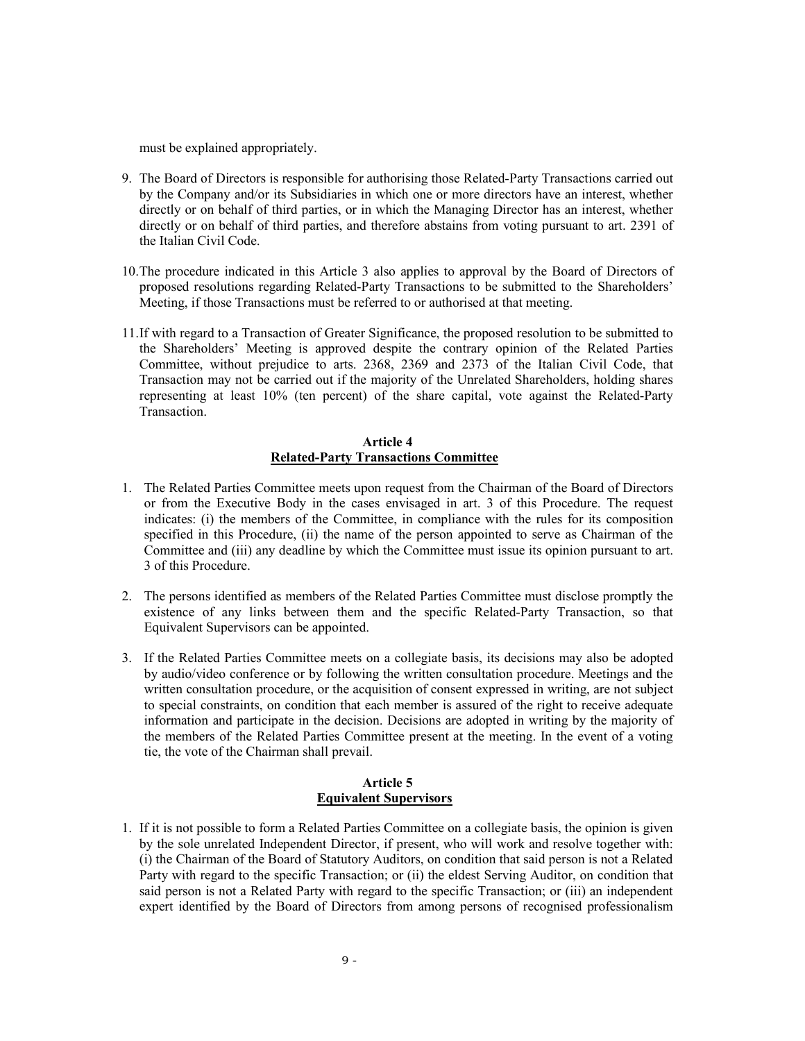must be explained appropriately.

9. The Board of Directors is responsible for authorising those Related-Party Transactions carried out by the Company and/or its Subsidiaries in which one or more directors have an interest, whether directly or on behalf of third parties, or in which the Managing Director has an interest, whether directly or on behalf of third parties, and therefore abstains from voting pursuant to art. 2391 of the Italian Civil Code.

10. The procedure indicated in this Article 3 also applies to approval by the Board of Directors of proposed resolutions regarding Related-Party Transactions to be submitted to the Shareholders' Meeting, if those Transactions must be referred to or authorised at that meeting.

11. If with regard to a Transaction of Greater Significance, the proposed resolution to be submitted to the Shareholders' Meeting is approved despite the contrary opinion of the Related Parties Committee, without prejudice to arts. 2368, 2369 and 2373 of the Italian Civil Code, that Transaction may not be carried out if the majority of the Unrelated Shareholders, holding shares representing at least 10% (ten percent) of the share capital, vote against the Related-Party Transaction.

## Article 4
## Related-Party Transactions Committee

1. The Related Parties Committee meets upon request from the Chairman of the Board of Directors or from the Executive Body in the cases envisaged in art. 3 of this Procedure. The request indicates: (i) the members of the Committee, in compliance with the rules for its composition specified in this Procedure, (ii) the name of the person appointed to serve as Chairman of the Committee and (iii) any deadline by which the Committee must issue its opinion pursuant to art. 3 of this Procedure.

2. The persons identified as members of the Related Parties Committee must disclose promptly the existence of any links between them and the specific Related-Party Transaction, so that Equivalent Supervisors can be appointed.

3. If the Related Parties Committee meets on a collegiate basis, its decisions may also be adopted by audio/video conference or by following the written consultation procedure. Meetings and the written consultation procedure, or the acquisition of consent expressed in writing, are not subject to special constraints, on condition that each member is assured of the right to receive adequate information and participate in the decision. Decisions are adopted in writing by the majority of the members of the Related Parties Committee present at the meeting. In the event of a voting tie, the vote of the Chairman shall prevail.

## Article 5
## Equivalent Supervisors

1. If it is not possible to form a Related Parties Committee on a collegiate basis, the opinion is given by the sole unrelated Independent Director, if present, who will work and resolve together with: (i) the Chairman of the Board of Statutory Auditors, on condition that said person is not a Related Party with regard to the specific Transaction; or (ii) the eldest Serving Auditor, on condition that said person is not a Related Party with regard to the specific Transaction; or (iii) an independent expert identified by the Board of Directors from among persons of recognised professionalism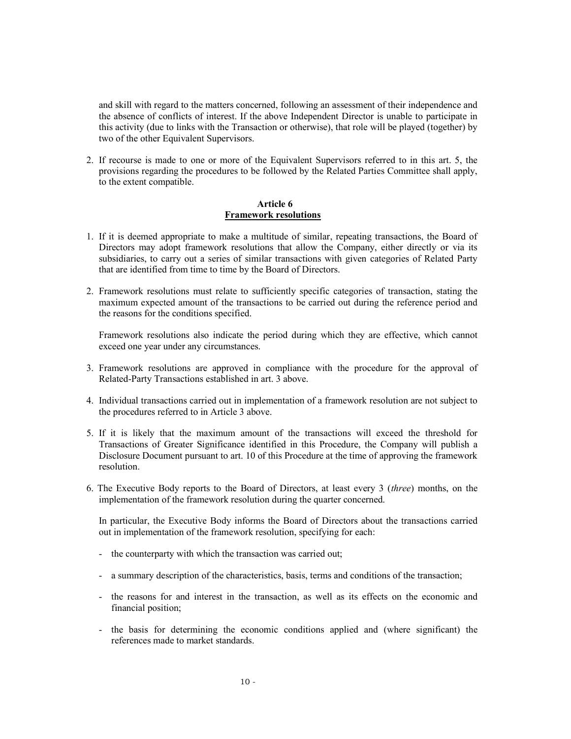and skill with regard to the matters concerned, following an assessment of their independence and the absence of conflicts of interest. If the above Independent Director is unable to participate in this activity (due to links with the Transaction or otherwise), that role will be played (together) by two of the other Equivalent Supervisors.

2. If recourse is made to one or more of the Equivalent Supervisors referred to in this art. 5, the provisions regarding the procedures to be followed by the Related Parties Committee shall apply, to the extent compatible.

**Article 6**
**Framework resolutions**

1. If it is deemed appropriate to make a multitude of similar, repeating transactions, the Board of Directors may adopt framework resolutions that allow the Company, either directly or via its subsidiaries, to carry out a series of similar transactions with given categories of Related Party that are identified from time to time by the Board of Directors.

2. Framework resolutions must relate to sufficiently specific categories of transaction, stating the maximum expected amount of the transactions to be carried out during the reference period and the reasons for the conditions specified.

   Framework resolutions also indicate the period during which they are effective, which cannot exceed one year under any circumstances.

3. Framework resolutions are approved in compliance with the procedure for the approval of Related-Party Transactions established in art. 3 above.

4. Individual transactions carried out in implementation of a framework resolution are not subject to the procedures referred to in Article 3 above.

5. If it is likely that the maximum amount of the transactions will exceed the threshold for Transactions of Greater Significance identified in this Procedure, the Company will publish a Disclosure Document pursuant to art. 10 of this Procedure at the time of approving the framework resolution.

6. The Executive Body reports to the Board of Directors, at least every 3 (*three*) months, on the implementation of the framework resolution during the quarter concerned.

   In particular, the Executive Body informs the Board of Directors about the transactions carried out in implementation of the framework resolution, specifying for each:

   - the counterparty with which the transaction was carried out;
   - a summary description of the characteristics, basis, terms and conditions of the transaction;
   - the reasons for and interest in the transaction, as well as its effects on the economic and financial position;
   - the basis for determining the economic conditions applied and (where significant) the references made to market standards.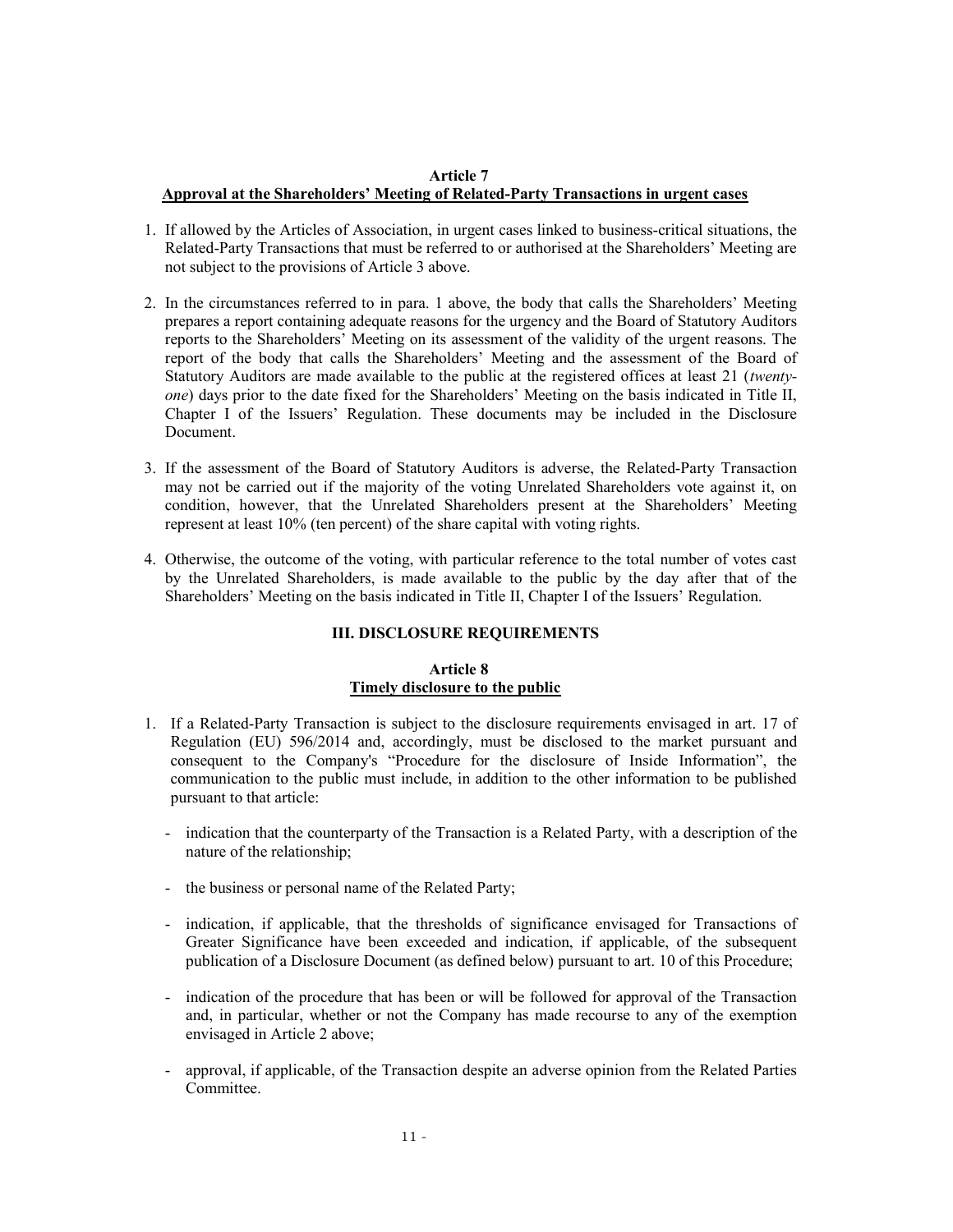**Article 7**
**Approval at the Shareholders' Meeting of Related-Party Transactions in urgent cases**

1. If allowed by the Articles of Association, in urgent cases linked to business-critical situations, the Related-Party Transactions that must be referred to or authorised at the Shareholders' Meeting are not subject to the provisions of Article 3 above.

2. In the circumstances referred to in para. 1 above, the body that calls the Shareholders' Meeting prepares a report containing adequate reasons for the urgency and the Board of Statutory Auditors reports to the Shareholders' Meeting on its assessment of the validity of the urgent reasons. The report of the body that calls the Shareholders' Meeting and the assessment of the Board of Statutory Auditors are made available to the public at the registered offices at least 21 (*twenty-one*) days prior to the date fixed for the Shareholders' Meeting on the basis indicated in Title II, Chapter I of the Issuers' Regulation. These documents may be included in the Disclosure Document.

3. If the assessment of the Board of Statutory Auditors is adverse, the Related-Party Transaction may not be carried out if the majority of the voting Unrelated Shareholders vote against it, on condition, however, that the Unrelated Shareholders present at the Shareholders' Meeting represent at least 10% (ten percent) of the share capital with voting rights.

4. Otherwise, the outcome of the voting, with particular reference to the total number of votes cast by the Unrelated Shareholders, is made available to the public by the day after that of the Shareholders' Meeting on the basis indicated in Title II, Chapter I of the Issuers' Regulation.

## III. DISCLOSURE REQUIREMENTS

**Article 8**
**Timely disclosure to the public**

1. If a Related-Party Transaction is subject to the disclosure requirements envisaged in art. 17 of Regulation (EU) 596/2014 and, accordingly, must be disclosed to the market pursuant and consequent to the Company's "Procedure for the disclosure of Inside Information", the communication to the public must include, in addition to the other information to be published pursuant to that article:

   - indication that the counterparty of the Transaction is a Related Party, with a description of the nature of the relationship;

   - the business or personal name of the Related Party;

   - indication, if applicable, that the thresholds of significance envisaged for Transactions of Greater Significance have been exceeded and indication, if applicable, of the subsequent publication of a Disclosure Document (as defined below) pursuant to art. 10 of this Procedure;

   - indication of the procedure that has been or will be followed for approval of the Transaction and, in particular, whether or not the Company has made recourse to any of the exemption envisaged in Article 2 above;

   - approval, if applicable, of the Transaction despite an adverse opinion from the Related Parties Committee.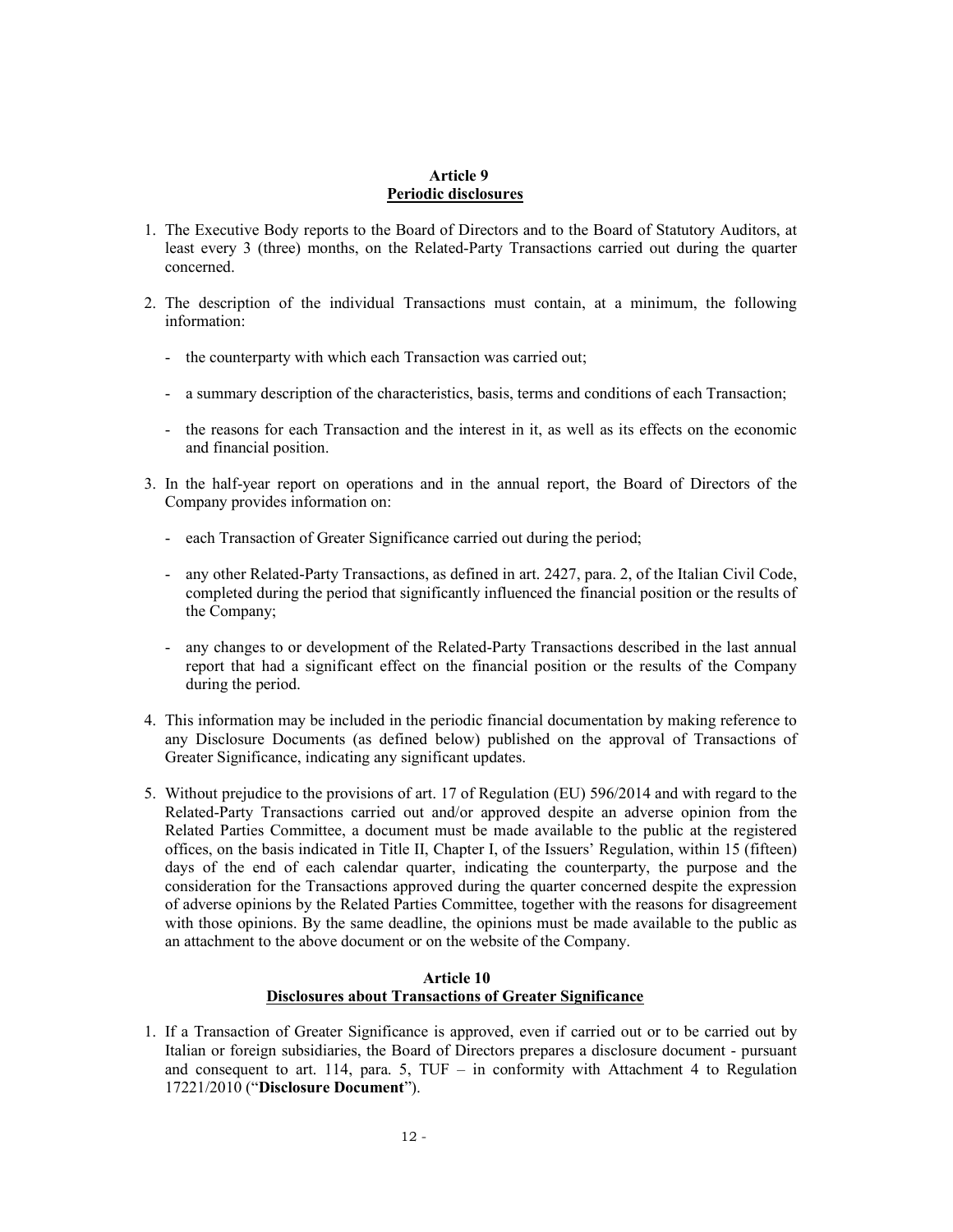## Article 9
## Periodic disclosures

1. The Executive Body reports to the Board of Directors and to the Board of Statutory Auditors, at least every 3 (three) months, on the Related-Party Transactions carried out during the quarter concerned.

2. The description of the individual Transactions must contain, at a minimum, the following information:

   - the counterparty with which each Transaction was carried out;

   - a summary description of the characteristics, basis, terms and conditions of each Transaction;

   - the reasons for each Transaction and the interest in it, as well as its effects on the economic and financial position.

3. In the half-year report on operations and in the annual report, the Board of Directors of the Company provides information on:

   - each Transaction of Greater Significance carried out during the period;

   - any other Related-Party Transactions, as defined in art. 2427, para. 2, of the Italian Civil Code, completed during the period that significantly influenced the financial position or the results of the Company;

   - any changes to or development of the Related-Party Transactions described in the last annual report that had a significant effect on the financial position or the results of the Company during the period.

4. This information may be included in the periodic financial documentation by making reference to any Disclosure Documents (as defined below) published on the approval of Transactions of Greater Significance, indicating any significant updates.

5. Without prejudice to the provisions of art. 17 of Regulation (EU) 596/2014 and with regard to the Related-Party Transactions carried out and/or approved despite an adverse opinion from the Related Parties Committee, a document must be made available to the public at the registered offices, on the basis indicated in Title II, Chapter I, of the Issuers' Regulation, within 15 (fifteen) days of the end of each calendar quarter, indicating the counterparty, the purpose and the consideration for the Transactions approved during the quarter concerned despite the expression of adverse opinions by the Related Parties Committee, together with the reasons for disagreement with those opinions. By the same deadline, the opinions must be made available to the public as an attachment to the above document or on the website of the Company.

## Article 10
## Disclosures about Transactions of Greater Significance

1. If a Transaction of Greater Significance is approved, even if carried out or to be carried out by Italian or foreign subsidiaries, the Board of Directors prepares a disclosure document - pursuant and consequent to art. 114, para. 5, TUF – in conformity with Attachment 4 to Regulation 17221/2010 ("**Disclosure Document**").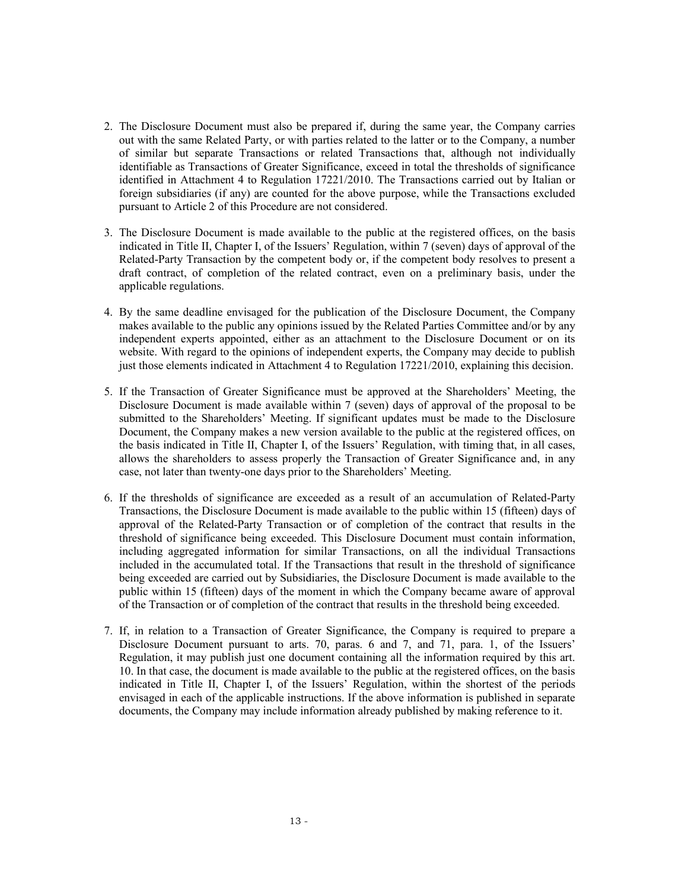2. The Disclosure Document must also be prepared if, during the same year, the Company carries out with the same Related Party, or with parties related to the latter or to the Company, a number of similar but separate Transactions or related Transactions that, although not individually identifiable as Transactions of Greater Significance, exceed in total the thresholds of significance identified in Attachment 4 to Regulation 17221/2010. The Transactions carried out by Italian or foreign subsidiaries (if any) are counted for the above purpose, while the Transactions excluded pursuant to Article 2 of this Procedure are not considered.

3. The Disclosure Document is made available to the public at the registered offices, on the basis indicated in Title II, Chapter I, of the Issuers' Regulation, within 7 (seven) days of approval of the Related-Party Transaction by the competent body or, if the competent body resolves to present a draft contract, of completion of the related contract, even on a preliminary basis, under the applicable regulations.

4. By the same deadline envisaged for the publication of the Disclosure Document, the Company makes available to the public any opinions issued by the Related Parties Committee and/or by any independent experts appointed, either as an attachment to the Disclosure Document or on its website. With regard to the opinions of independent experts, the Company may decide to publish just those elements indicated in Attachment 4 to Regulation 17221/2010, explaining this decision.

5. If the Transaction of Greater Significance must be approved at the Shareholders' Meeting, the Disclosure Document is made available within 7 (seven) days of approval of the proposal to be submitted to the Shareholders' Meeting. If significant updates must be made to the Disclosure Document, the Company makes a new version available to the public at the registered offices, on the basis indicated in Title II, Chapter I, of the Issuers' Regulation, with timing that, in all cases, allows the shareholders to assess properly the Transaction of Greater Significance and, in any case, not later than twenty-one days prior to the Shareholders' Meeting.

6. If the thresholds of significance are exceeded as a result of an accumulation of Related-Party Transactions, the Disclosure Document is made available to the public within 15 (fifteen) days of approval of the Related-Party Transaction or of completion of the contract that results in the threshold of significance being exceeded. This Disclosure Document must contain information, including aggregated information for similar Transactions, on all the individual Transactions included in the accumulated total. If the Transactions that result in the threshold of significance being exceeded are carried out by Subsidiaries, the Disclosure Document is made available to the public within 15 (fifteen) days of the moment in which the Company became aware of approval of the Transaction or of completion of the contract that results in the threshold being exceeded.

7. If, in relation to a Transaction of Greater Significance, the Company is required to prepare a Disclosure Document pursuant to arts. 70, paras. 6 and 7, and 71, para. 1, of the Issuers' Regulation, it may publish just one document containing all the information required by this art. 10. In that case, the document is made available to the public at the registered offices, on the basis indicated in Title II, Chapter I, of the Issuers' Regulation, within the shortest of the periods envisaged in each of the applicable instructions. If the above information is published in separate documents, the Company may include information already published by making reference to it.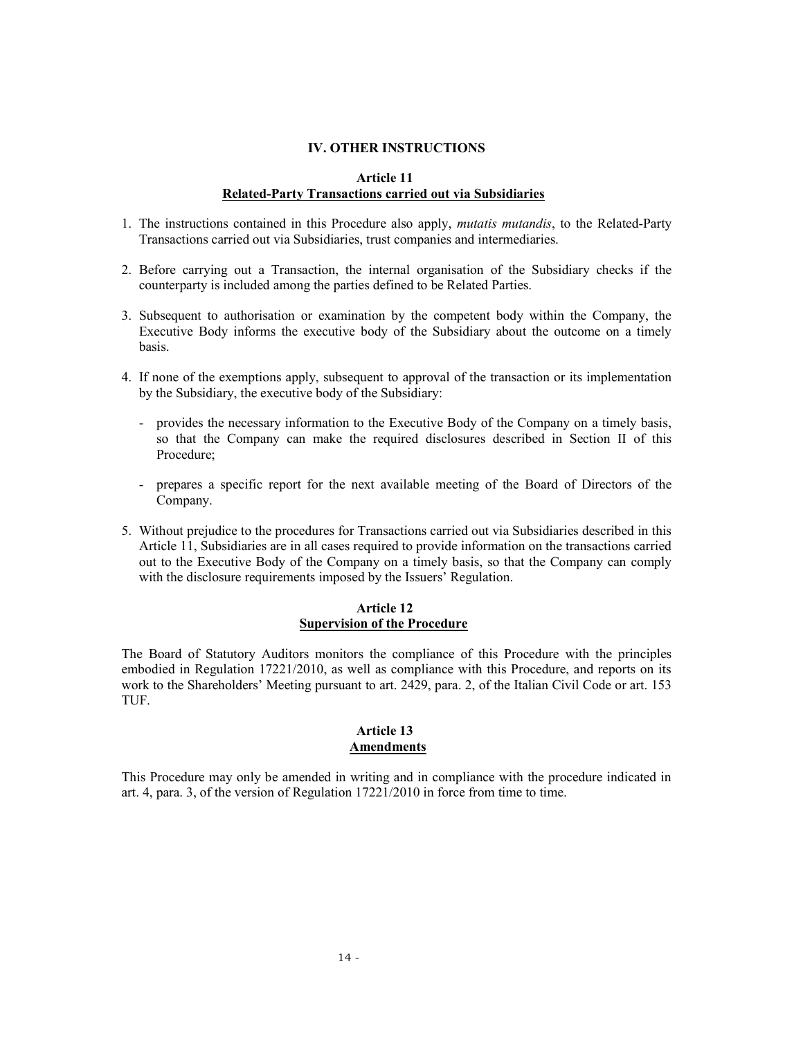## IV. OTHER INSTRUCTIONS

### Article 11
### Related-Party Transactions carried out via Subsidiaries

1. The instructions contained in this Procedure also apply, *mutatis mutandis*, to the Related-Party Transactions carried out via Subsidiaries, trust companies and intermediaries.

2. Before carrying out a Transaction, the internal organisation of the Subsidiary checks if the counterparty is included among the parties defined to be Related Parties.

3. Subsequent to authorisation or examination by the competent body within the Company, the Executive Body informs the executive body of the Subsidiary about the outcome on a timely basis.

4. If none of the exemptions apply, subsequent to approval of the transaction or its implementation by the Subsidiary, the executive body of the Subsidiary:

   - provides the necessary information to the Executive Body of the Company on a timely basis, so that the Company can make the required disclosures described in Section II of this Procedure;

   - prepares a specific report for the next available meeting of the Board of Directors of the Company.

5. Without prejudice to the procedures for Transactions carried out via Subsidiaries described in this Article 11, Subsidiaries are in all cases required to provide information on the transactions carried out to the Executive Body of the Company on a timely basis, so that the Company can comply with the disclosure requirements imposed by the Issuers' Regulation.

### Article 12
### Supervision of the Procedure

The Board of Statutory Auditors monitors the compliance of this Procedure with the principles embodied in Regulation 17221/2010, as well as compliance with this Procedure, and reports on its work to the Shareholders' Meeting pursuant to art. 2429, para. 2, of the Italian Civil Code or art. 153 TUF.

### Article 13
### Amendments

This Procedure may only be amended in writing and in compliance with the procedure indicated in art. 4, para. 3, of the version of Regulation 17221/2010 in force from time to time.